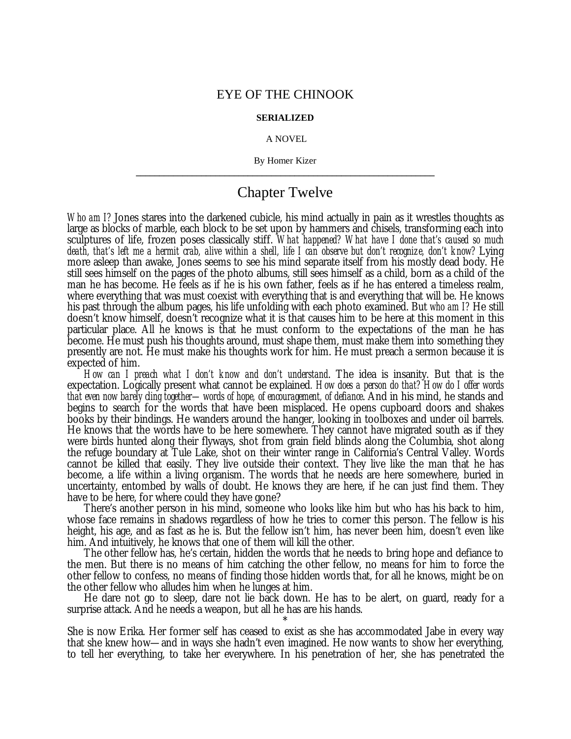# EYE OF THE CHINOOK

**SERIALIZED**

A NOVEL

By Homer Kizer

---

## Chapter Twelve

*Who am I?* Jones stares into the darkened cubicle, his mind actually in pain as it wrestles thoughts as large as blocks of marble, each block to be set upon by hammers and chisels, transforming each into sculptures of life, frozen poses classically stiff. *What happened? What have I done that's caused so much death, that's left me a hermit crab, alive within a shell, life I can observe but don't recognize, don't know?* Lying more asleep than awake, Jones seems to see his mind separate itself from his mostly dead body. He still sees himself on the pages of the photo albums, still sees himself as a child, born as a child of the man he has become. He feels as if he is his own father, feels as if he has entered a timeless realm, where everything that was must coexist with everything that is and everything that will be. He knows his past through the album pages, his life unfolding with each photo examined. But *who am I?* He still doesn't know himself, doesn't recognize what it is that causes him to be here at this moment in this particular place. All he knows is that he must conform to the expectations of the man he has become. He must push his thoughts around, must shape them, must make them into something they presently are not. He must make his thoughts work for him. He must preach a sermon because it is expected of him.

*How can I preach what I don't know and don't understand*. The idea is insanity. But that is the expectation. Logically present what cannot be explained. *How does a person do that? How do I offer words that even now barely cling together— words of hope, of encouragement, of defiance*. And in his mind, he stands and begins to search for the words that have been misplaced. He opens cupboard doors and shakes books by their bindings. He wanders around the hanger, looking in toolboxes and under oil barrels. He knows that the words have to be here somewhere. They cannot have migrated south as if they were birds hunted along their flyways, shot from grain field blinds along the Columbia, shot along the refuge boundary at Tule Lake, shot on their winter range in California's Central Valley. Words cannot be killed that easily. They live outside their context. They live like the man that he has become, a life within a living organism. The words that he needs are here somewhere, buried in uncertainty, entombed by walls of doubt. He knows they are here, if he can just find them. They have to be here, for where could they have gone?

There's another person in his mind, someone who looks like him but who has his back to him, whose face remains in shadows regardless of how he tries to corner this person. The fellow is his height, his age, and as fast as he is. But the fellow isn't him, has never been him, doesn't even like him. And intuitively, he knows that one of them will kill the other.

The other fellow has, he's certain, hidden the words that he needs to bring hope and defiance to the men. But there is no means of him catching the other fellow, no means for him to force the other fellow to confess, no means of finding those hidden words that, for all he knows, might be on the other fellow who alludes him when he lunges at him.

He dare not go to sleep, dare not lie back down. He has to be alert, on guard, ready for a surprise attack. And he needs a weapon, but all he has are his hands.

*

She is now Erika. Her former self has ceased to exist as she has accommodated Jabe in every way that she knew how—and in ways she hadn't even imagined. He now wants to show her everything, to tell her everything, to take her everywhere. In his penetration of her, she has penetrated the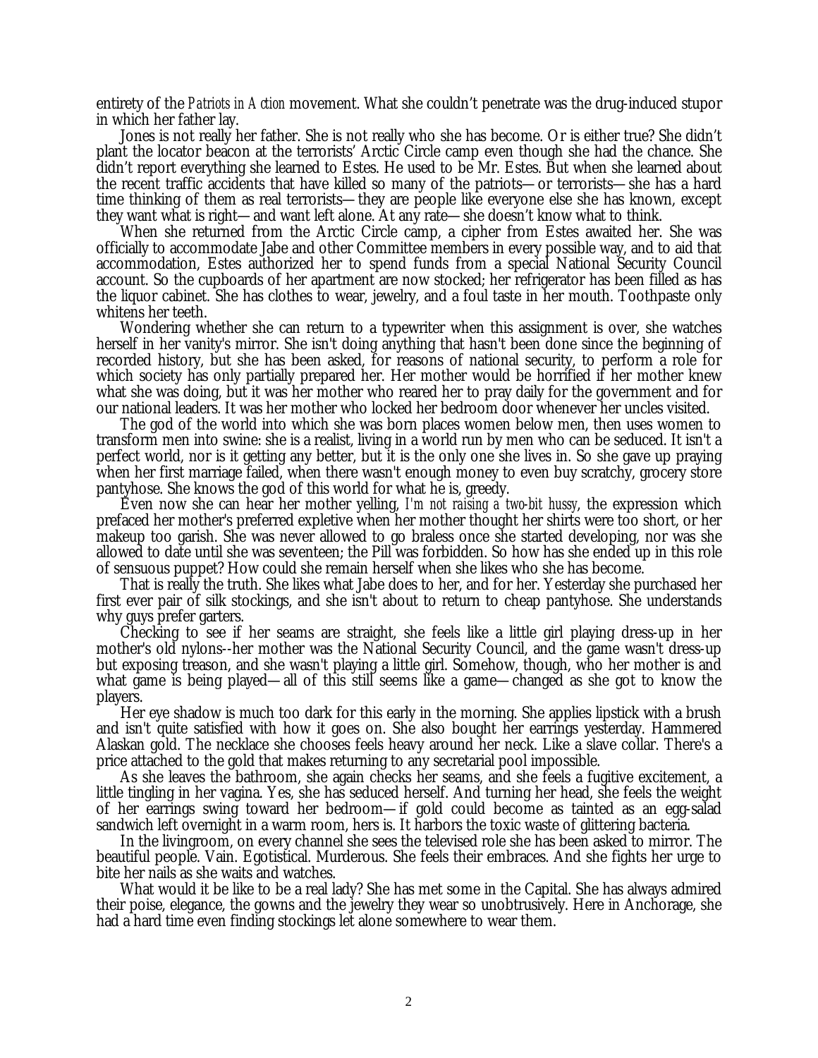entirety of the *Patriots in Action* movement. What she couldn't penetrate was the drug-induced stupor in which her father lay.

Jones is not really her father. She is not really who she has become. Or is either true? She didn't plant the locator beacon at the terrorists' Arctic Circle camp even though she had the chance. She didn't report everything she learned to Estes. He used to be Mr. Estes. But when she learned about the recent traffic accidents that have killed so many of the patriots—or terrorists—she has a hard time thinking of them as real terrorists—they are people like everyone else she has known, except they want what is right—and want left alone. At any rate—she doesn't know what to think.

When she returned from the Arctic Circle camp, a cipher from Estes awaited her. She was officially to accommodate Jabe and other Committee members in every possible way, and to aid that accommodation, Estes authorized her to spend funds from a special National Security Council account. So the cupboards of her apartment are now stocked; her refrigerator has been filled as has the liquor cabinet. She has clothes to wear, jewelry, and a foul taste in her mouth. Toothpaste only whitens her teeth.

Wondering whether she can return to a typewriter when this assignment is over, she watches herself in her vanity's mirror. She isn't doing anything that hasn't been done since the beginning of recorded history, but she has been asked, for reasons of national security, to perform a role for which society has only partially prepared her. Her mother would be horrified if her mother knew what she was doing, but it was her mother who reared her to pray daily for the government and for our national leaders. It was her mother who locked her bedroom door whenever her uncles visited.

The god of the world into which she was born places women below men, then uses women to transform men into swine: she is a realist, living in a world run by men who can be seduced. It isn't a perfect world, nor is it getting any better, but it is the only one she lives in. So she gave up praying when her first marriage failed, when there wasn't enough money to even buy scratchy, grocery store pantyhose. She knows the god of this world for what he is, greedy.

Even now she can hear her mother yelling, *I'm not raising a two-bit hussy*, the expression which prefaced her mother's preferred expletive when her mother thought her shirts were too short, or her makeup too garish. She was never allowed to go braless once she started developing, nor was she allowed to date until she was seventeen; the Pill was forbidden. So how has she ended up in this role of sensuous puppet? How could she remain herself when she likes who she has become.

That is really the truth. She likes what Jabe does to her, and for her. Yesterday she purchased her first ever pair of silk stockings, and she isn't about to return to cheap pantyhose. She understands why guys prefer garters.

Checking to see if her seams are straight, she feels like a little girl playing dress-up in her mother's old nylons--her mother was the National Security Council, and the game wasn't dress-up but exposing treason, and she wasn't playing a little girl. Somehow, though, who her mother is and what game is being played—all of this still seems like a game—changed as she got to know the players.

Her eye shadow is much too dark for this early in the morning. She applies lipstick with a brush and isn't quite satisfied with how it goes on. She also bought her earrings yesterday. Hammered Alaskan gold. The necklace she chooses feels heavy around her neck. Like a slave collar. There's a price attached to the gold that makes returning to any secretarial pool impossible.

As she leaves the bathroom, she again checks her seams, and she feels a fugitive excitement, a little tingling in her vagina. Yes, she has seduced herself. And turning her head, she feels the weight of her earrings swing toward her bedroom—if gold could become as tainted as an egg-salad sandwich left overnight in a warm room, hers is. It harbors the toxic waste of glittering bacteria.

In the livingroom, on every channel she sees the televised role she has been asked to mirror. The beautiful people. Vain. Egotistical. Murderous. She feels their embraces. And she fights her urge to bite her nails as she waits and watches.

What would it be like to be a real lady? She has met some in the Capital. She has always admired their poise, elegance, the gowns and the jewelry they wear so unobtrusively. Here in Anchorage, she had a hard time even finding stockings let alone somewhere to wear them.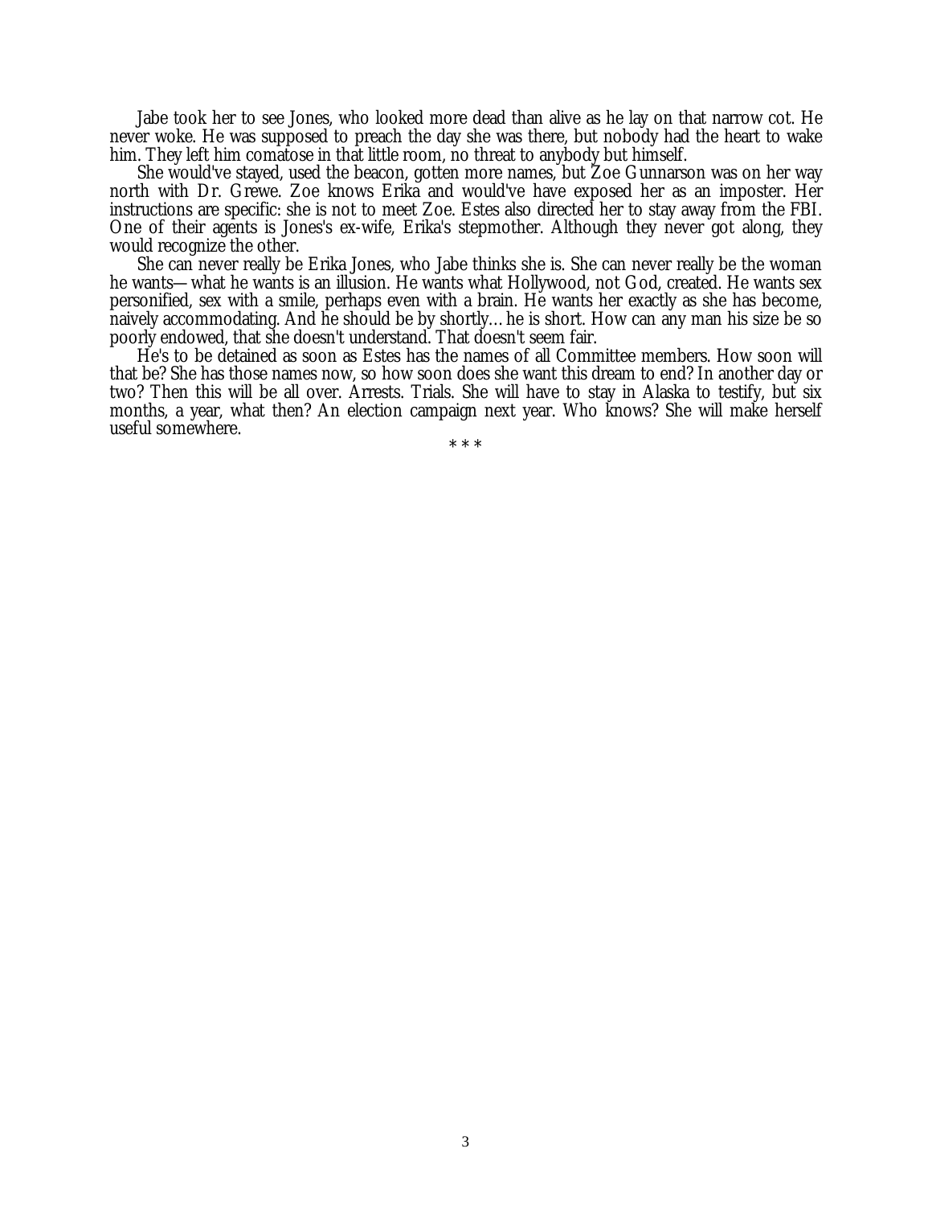Jabe took her to see Jones, who looked more dead than alive as he lay on that narrow cot. He never woke. He was supposed to preach the day she was there, but nobody had the heart to wake him. They left him comatose in that little room, no threat to anybody but himself.

She would've stayed, used the beacon, gotten more names, but Zoe Gunnarson was on her way north with Dr. Grewe. Zoe knows Erika and would've have exposed her as an imposter. Her instructions are specific: she is not to meet Zoe. Estes also directed her to stay away from the FBI. One of their agents is Jones's ex-wife, Erika's stepmother. Although they never got along, they would recognize the other.

She can never really be Erika Jones, who Jabe thinks she is. She can never really be the woman he wants—what he wants is an illusion. He wants what Hollywood, not God, created. He wants sex personified, sex with a smile, perhaps even with a brain. He wants her exactly as she has become, naively accommodating. And he should be by shortly…he is short. How can any man his size be so poorly endowed, that she doesn't understand. That doesn't seem fair.

He's to be detained as soon as Estes has the names of all Committee members. How soon will that be? She has those names now, so how soon does she want this dream to end? In another day or two? Then this will be all over. Arrests. Trials. She will have to stay in Alaska to testify, but six months, a year, what then? An election campaign next year. Who knows? She will make herself useful somewhere.

* * *